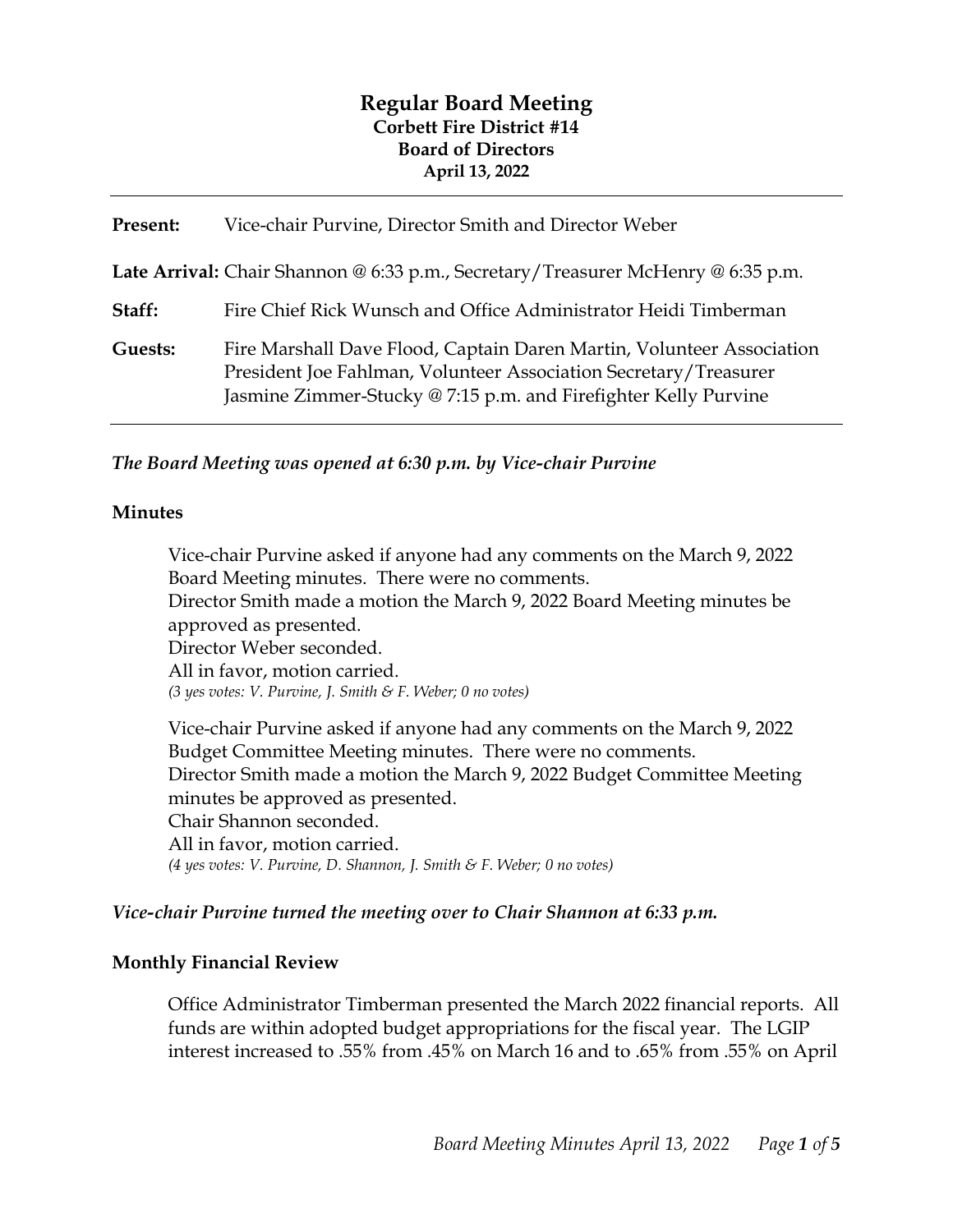# Regular Board Meeting
## Corbett Fire District #14
## Board of Directors
## April 13, 2022

---

**Present:** Vice-chair Purvine, Director Smith and Director Weber

**Late Arrival:** Chair Shannon @ 6:33 p.m., Secretary/Treasurer McHenry @ 6:35 p.m.

**Staff:** Fire Chief Rick Wunsch and Office Administrator Heidi Timberman

**Guests:** Fire Marshall Dave Flood, Captain Daren Martin, Volunteer Association President Joe Fahlman, Volunteer Association Secretary/Treasurer Jasmine Zimmer-Stucky @ 7:15 p.m. and Firefighter Kelly Purvine

---

***The Board Meeting was opened at 6:30 p.m. by Vice-chair Purvine***

**Minutes**

Vice-chair Purvine asked if anyone had any comments on the March 9, 2022 Board Meeting minutes. There were no comments.
Director Smith made a motion the March 9, 2022 Board Meeting minutes be approved as presented.
Director Weber seconded.
All in favor, motion carried.
*(3 yes votes: V. Purvine, J. Smith & F. Weber; 0 no votes)*

Vice-chair Purvine asked if anyone had any comments on the March 9, 2022 Budget Committee Meeting minutes. There were no comments.
Director Smith made a motion the March 9, 2022 Budget Committee Meeting minutes be approved as presented.
Chair Shannon seconded.
All in favor, motion carried.
*(4 yes votes: V. Purvine, D. Shannon, J. Smith & F. Weber; 0 no votes)*

***Vice-chair Purvine turned the meeting over to Chair Shannon at 6:33 p.m.***

**Monthly Financial Review**

Office Administrator Timberman presented the March 2022 financial reports. All funds are within adopted budget appropriations for the fiscal year. The LGIP interest increased to .55% from .45% on March 16 and to .65% from .55% on April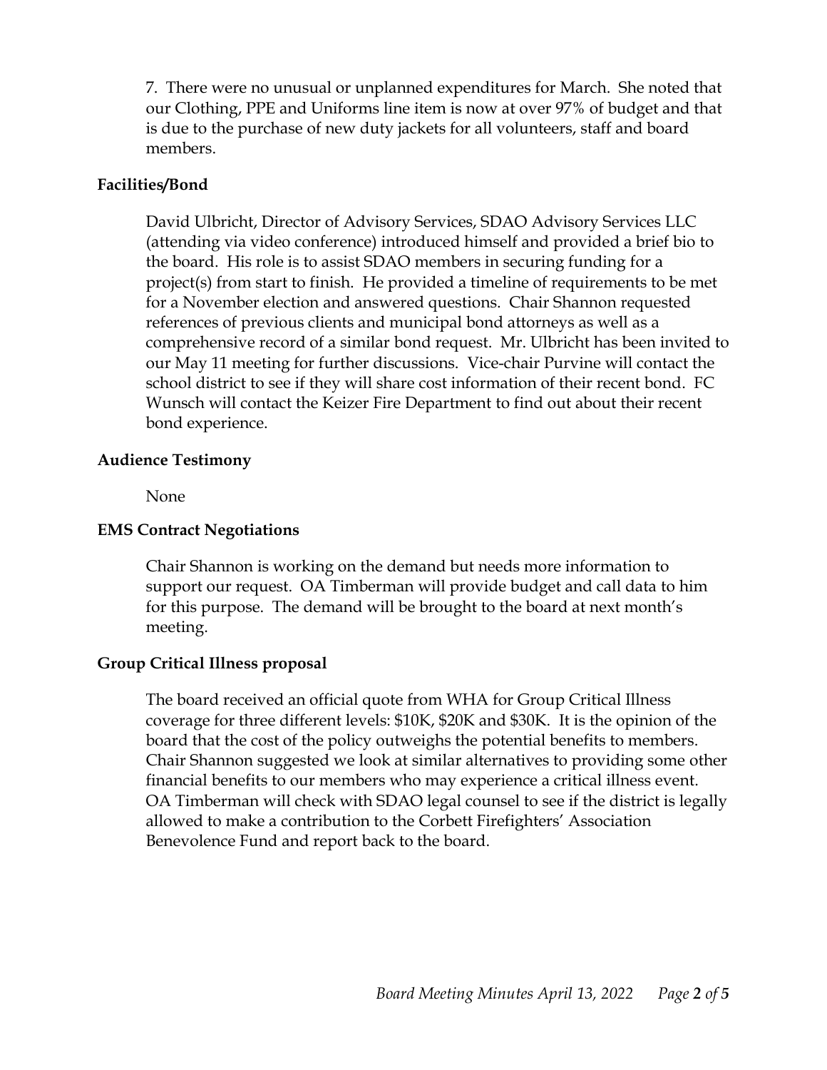7. There were no unusual or unplanned expenditures for March. She noted that our Clothing, PPE and Uniforms line item is now at over 97% of budget and that is due to the purchase of new duty jackets for all volunteers, staff and board members.

**Facilities/Bond**

David Ulbricht, Director of Advisory Services, SDAO Advisory Services LLC (attending via video conference) introduced himself and provided a brief bio to the board. His role is to assist SDAO members in securing funding for a project(s) from start to finish. He provided a timeline of requirements to be met for a November election and answered questions. Chair Shannon requested references of previous clients and municipal bond attorneys as well as a comprehensive record of a similar bond request. Mr. Ulbricht has been invited to our May 11 meeting for further discussions. Vice-chair Purvine will contact the school district to see if they will share cost information of their recent bond. FC Wunsch will contact the Keizer Fire Department to find out about their recent bond experience.

**Audience Testimony**

None

**EMS Contract Negotiations**

Chair Shannon is working on the demand but needs more information to support our request. OA Timberman will provide budget and call data to him for this purpose. The demand will be brought to the board at next month's meeting.

**Group Critical Illness proposal**

The board received an official quote from WHA for Group Critical Illness coverage for three different levels: $10K, $20K and $30K. It is the opinion of the board that the cost of the policy outweighs the potential benefits to members. Chair Shannon suggested we look at similar alternatives to providing some other financial benefits to our members who may experience a critical illness event. OA Timberman will check with SDAO legal counsel to see if the district is legally allowed to make a contribution to the Corbett Firefighters' Association Benevolence Fund and report back to the board.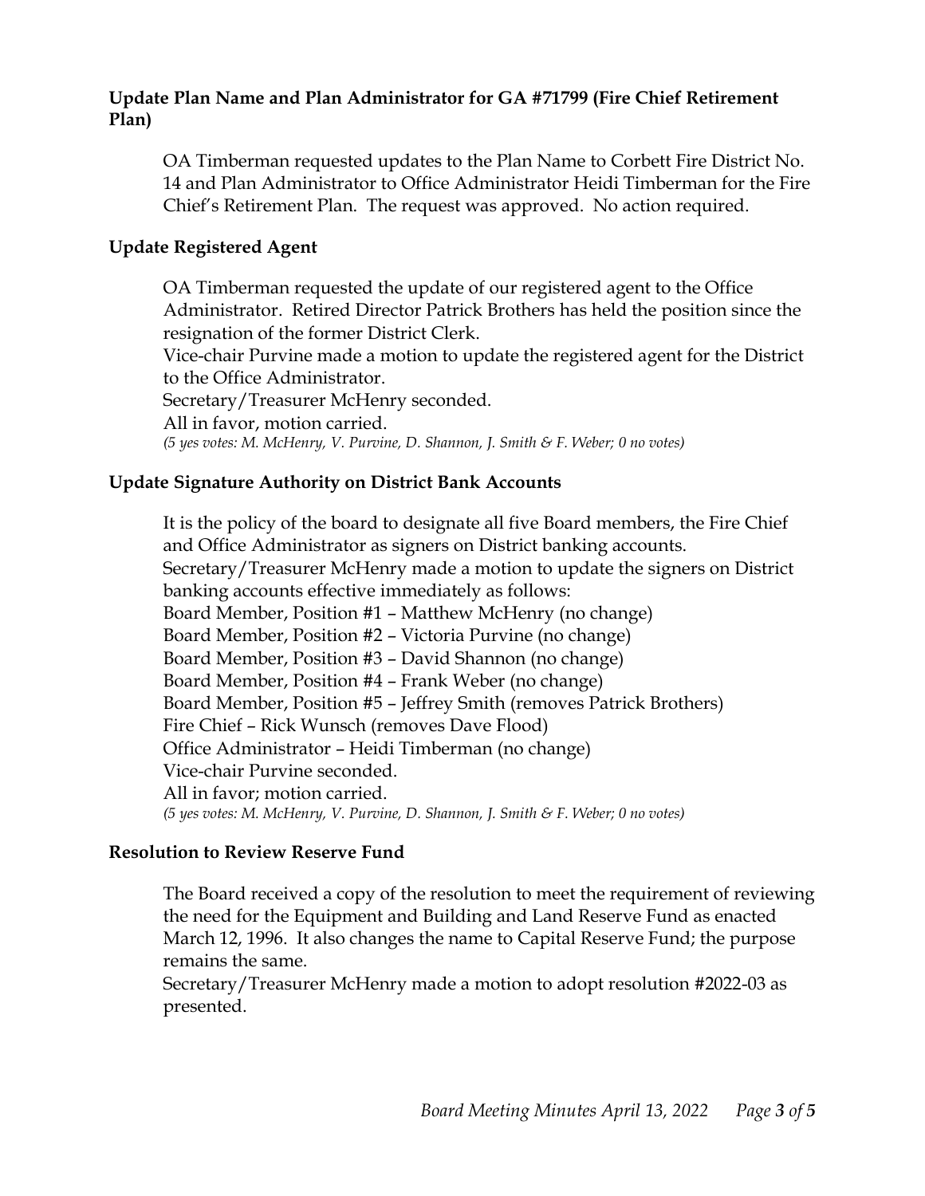**Update Plan Name and Plan Administrator for GA #71799 (Fire Chief Retirement Plan)**

OA Timberman requested updates to the Plan Name to Corbett Fire District No. 14 and Plan Administrator to Office Administrator Heidi Timberman for the Fire Chief's Retirement Plan. The request was approved. No action required.

**Update Registered Agent**

OA Timberman requested the update of our registered agent to the Office Administrator. Retired Director Patrick Brothers has held the position since the resignation of the former District Clerk.
Vice-chair Purvine made a motion to update the registered agent for the District to the Office Administrator.
Secretary/Treasurer McHenry seconded.
All in favor, motion carried.
*(5 yes votes: M. McHenry, V. Purvine, D. Shannon, J. Smith & F. Weber; 0 no votes)*

**Update Signature Authority on District Bank Accounts**

It is the policy of the board to designate all five Board members, the Fire Chief and Office Administrator as signers on District banking accounts.
Secretary/Treasurer McHenry made a motion to update the signers on District banking accounts effective immediately as follows:
Board Member, Position #1 – Matthew McHenry (no change)
Board Member, Position #2 – Victoria Purvine (no change)
Board Member, Position #3 – David Shannon (no change)
Board Member, Position #4 – Frank Weber (no change)
Board Member, Position #5 – Jeffrey Smith (removes Patrick Brothers)
Fire Chief – Rick Wunsch (removes Dave Flood)
Office Administrator – Heidi Timberman (no change)
Vice-chair Purvine seconded.
All in favor; motion carried.
*(5 yes votes: M. McHenry, V. Purvine, D. Shannon, J. Smith & F. Weber; 0 no votes)*

**Resolution to Review Reserve Fund**

The Board received a copy of the resolution to meet the requirement of reviewing the need for the Equipment and Building and Land Reserve Fund as enacted March 12, 1996. It also changes the name to Capital Reserve Fund; the purpose remains the same.
Secretary/Treasurer McHenry made a motion to adopt resolution #2022-03 as presented.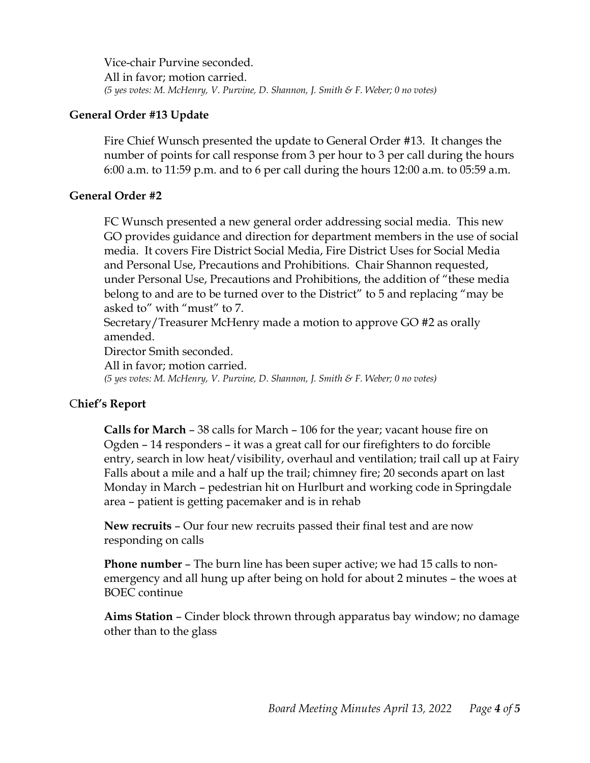Vice-chair Purvine seconded.
All in favor; motion carried.
*(5 yes votes: M. McHenry, V. Purvine, D. Shannon, J. Smith & F. Weber; 0 no votes)*

**General Order #13 Update**

Fire Chief Wunsch presented the update to General Order #13. It changes the number of points for call response from 3 per hour to 3 per call during the hours 6:00 a.m. to 11:59 p.m. and to 6 per call during the hours 12:00 a.m. to 05:59 a.m.

**General Order #2**

FC Wunsch presented a new general order addressing social media. This new GO provides guidance and direction for department members in the use of social media. It covers Fire District Social Media, Fire District Uses for Social Media and Personal Use, Precautions and Prohibitions. Chair Shannon requested, under Personal Use, Precautions and Prohibitions, the addition of "these media belong to and are to be turned over to the District" to 5 and replacing "may be asked to" with "must" to 7.
Secretary/Treasurer McHenry made a motion to approve GO #2 as orally amended.
Director Smith seconded.
All in favor; motion carried.
*(5 yes votes: M. McHenry, V. Purvine, D. Shannon, J. Smith & F. Weber; 0 no votes)*

**Chief's Report**

**Calls for March** – 38 calls for March – 106 for the year; vacant house fire on Ogden – 14 responders – it was a great call for our firefighters to do forcible entry, search in low heat/visibility, overhaul and ventilation; trail call up at Fairy Falls about a mile and a half up the trail; chimney fire; 20 seconds apart on last Monday in March – pedestrian hit on Hurlburt and working code in Springdale area – patient is getting pacemaker and is in rehab

**New recruits** – Our four new recruits passed their final test and are now responding on calls

**Phone number** – The burn line has been super active; we had 15 calls to non-emergency and all hung up after being on hold for about 2 minutes – the woes at BOEC continue

**Aims Station** – Cinder block thrown through apparatus bay window; no damage other than to the glass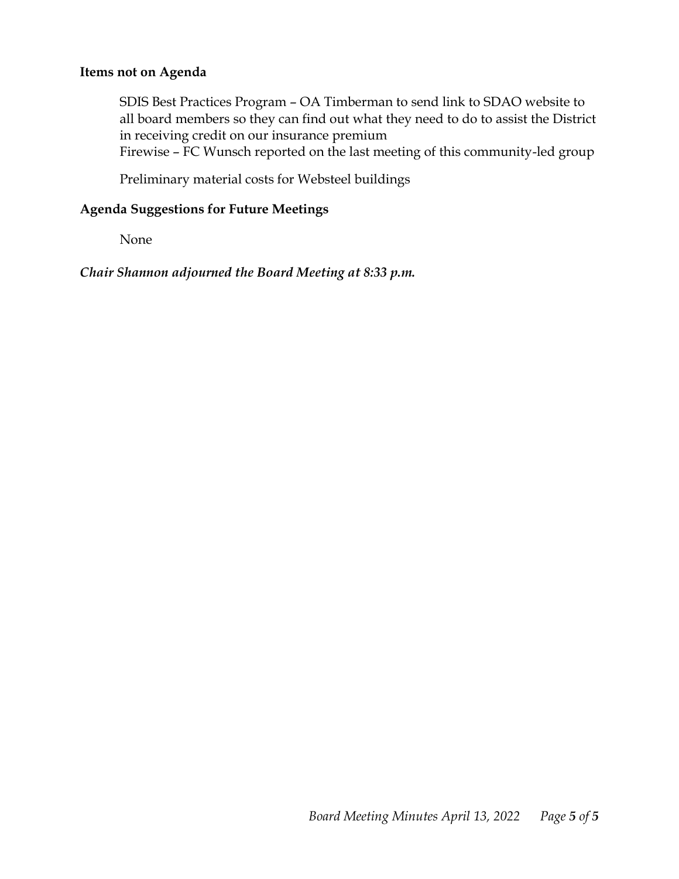**Items not on Agenda**

SDIS Best Practices Program – OA Timberman to send link to SDAO website to all board members so they can find out what they need to do to assist the District in receiving credit on our insurance premium
Firewise – FC Wunsch reported on the last meeting of this community-led group

Preliminary material costs for Websteel buildings

**Agenda Suggestions for Future Meetings**

None

***Chair Shannon adjourned the Board Meeting at 8:33 p.m.***